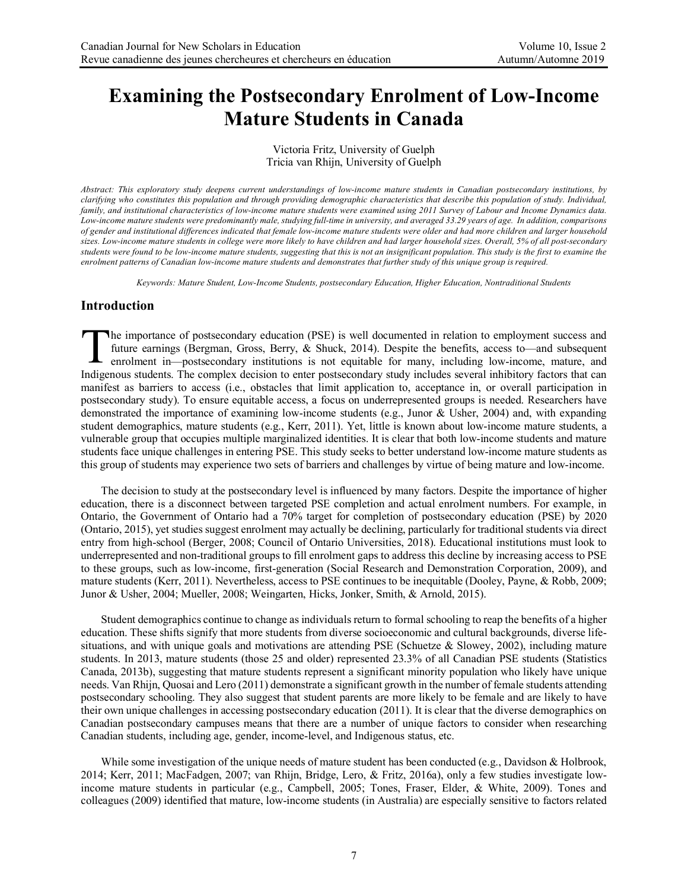# Examining the Postsecondary Enrolment of Low-Income Mature Students in Canada

Victoria Fritz, University of Guelph
Tricia van Rhijn, University of Guelph

*Abstract: This exploratory study deepens current understandings of low-income mature students in Canadian postsecondary institutions, by clarifying who constitutes this population and through providing demographic characteristics that describe this population of study. Individual, family, and institutional characteristics of low-income mature students were examined using 2011 Survey of Labour and Income Dynamics data. Low-income mature students were predominantly male, studying full-time in university, and averaged 33.29 years of age. In addition, comparisons of gender and institutional differences indicated that female low-income mature students were older and had more children and larger household sizes. Low-income mature students in college were more likely to have children and had larger household sizes. Overall, 5% of all post-secondary students were found to be low-income mature students, suggesting that this is not an insignificant population. This study is the first to examine the enrolment patterns of Canadian low-income mature students and demonstrates that further study of this unique group is required.*

*Keywords: Mature Student, Low-Income Students, postsecondary Education, Higher Education, Nontraditional Students*

## Introduction

The importance of postsecondary education (PSE) is well documented in relation to employment success and future earnings (Bergman, Gross, Berry, & Shuck, 2014). Despite the benefits, access to—and subsequent enrolment in—postsecondary institutions is not equitable for many, including low-income, mature, and Indigenous students. The complex decision to enter postsecondary study includes several inhibitory factors that can manifest as barriers to access (i.e., obstacles that limit application to, acceptance in, or overall participation in postsecondary study). To ensure equitable access, a focus on underrepresented groups is needed. Researchers have demonstrated the importance of examining low-income students (e.g., Junor & Usher, 2004) and, with expanding student demographics, mature students (e.g., Kerr, 2011). Yet, little is known about low-income mature students, a vulnerable group that occupies multiple marginalized identities. It is clear that both low-income students and mature students face unique challenges in entering PSE. This study seeks to better understand low-income mature students as this group of students may experience two sets of barriers and challenges by virtue of being mature and low-income.

The decision to study at the postsecondary level is influenced by many factors. Despite the importance of higher education, there is a disconnect between targeted PSE completion and actual enrolment numbers. For example, in Ontario, the Government of Ontario had a 70% target for completion of postsecondary education (PSE) by 2020 (Ontario, 2015), yet studies suggest enrolment may actually be declining, particularly for traditional students via direct entry from high-school (Berger, 2008; Council of Ontario Universities, 2018). Educational institutions must look to underrepresented and non-traditional groups to fill enrolment gaps to address this decline by increasing access to PSE to these groups, such as low-income, first-generation (Social Research and Demonstration Corporation, 2009), and mature students (Kerr, 2011). Nevertheless, access to PSE continues to be inequitable (Dooley, Payne, & Robb, 2009; Junor & Usher, 2004; Mueller, 2008; Weingarten, Hicks, Jonker, Smith, & Arnold, 2015).

Student demographics continue to change as individuals return to formal schooling to reap the benefits of a higher education. These shifts signify that more students from diverse socioeconomic and cultural backgrounds, diverse life-situations, and with unique goals and motivations are attending PSE (Schuetze & Slowey, 2002), including mature students. In 2013, mature students (those 25 and older) represented 23.3% of all Canadian PSE students (Statistics Canada, 2013b), suggesting that mature students represent a significant minority population who likely have unique needs. Van Rhijn, Quosai and Lero (2011) demonstrate a significant growth in the number of female students attending postsecondary schooling. They also suggest that student parents are more likely to be female and are likely to have their own unique challenges in accessing postsecondary education (2011). It is clear that the diverse demographics on Canadian postsecondary campuses means that there are a number of unique factors to consider when researching Canadian students, including age, gender, income-level, and Indigenous status, etc.

While some investigation of the unique needs of mature student has been conducted (e.g., Davidson & Holbrook, 2014; Kerr, 2011; MacFadgen, 2007; van Rhijn, Bridge, Lero, & Fritz, 2016a), only a few studies investigate low-income mature students in particular (e.g., Campbell, 2005; Tones, Fraser, Elder, & White, 2009). Tones and colleagues (2009) identified that mature, low-income students (in Australia) are especially sensitive to factors related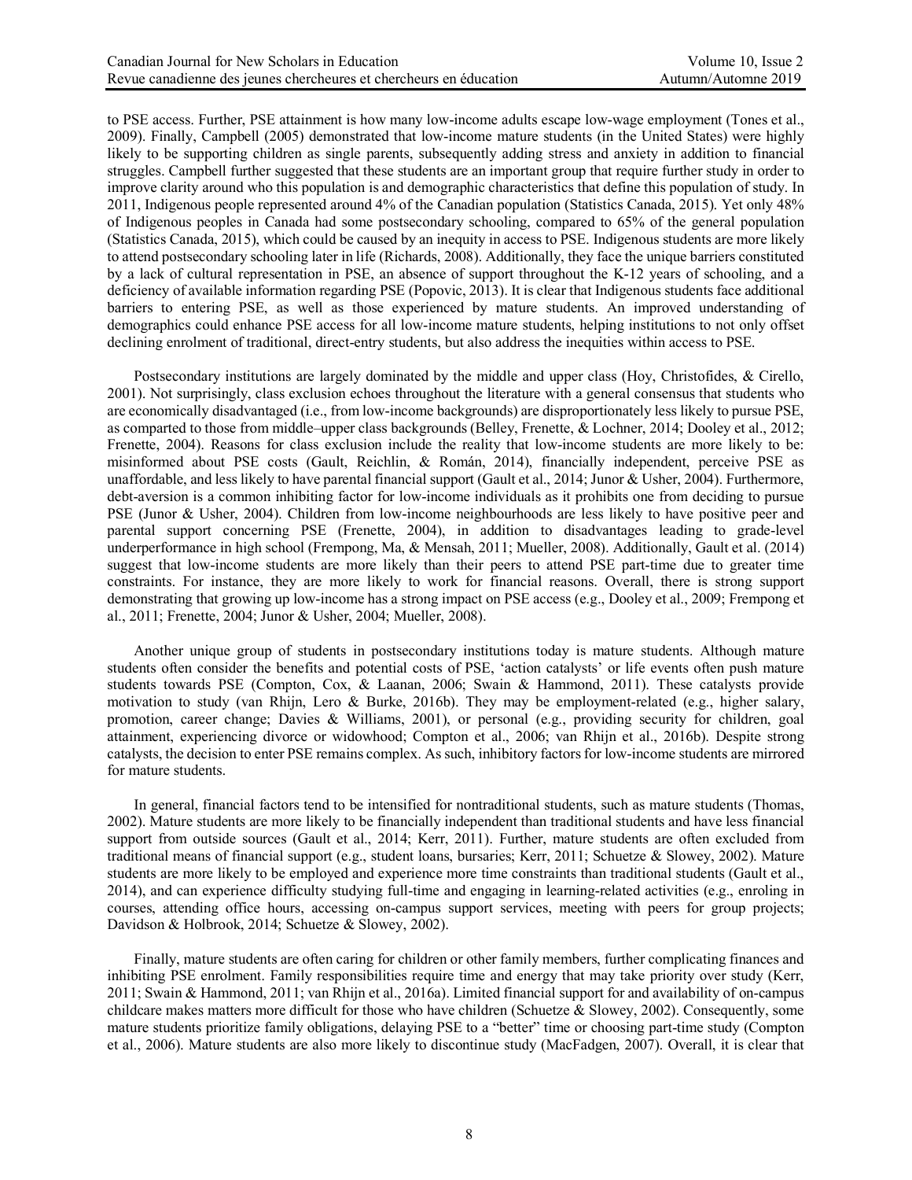to PSE access. Further, PSE attainment is how many low-income adults escape low-wage employment (Tones et al., 2009). Finally, Campbell (2005) demonstrated that low-income mature students (in the United States) were highly likely to be supporting children as single parents, subsequently adding stress and anxiety in addition to financial struggles. Campbell further suggested that these students are an important group that require further study in order to improve clarity around who this population is and demographic characteristics that define this population of study. In 2011, Indigenous people represented around 4% of the Canadian population (Statistics Canada, 2015). Yet only 48% of Indigenous peoples in Canada had some postsecondary schooling, compared to 65% of the general population (Statistics Canada, 2015), which could be caused by an inequity in access to PSE. Indigenous students are more likely to attend postsecondary schooling later in life (Richards, 2008). Additionally, they face the unique barriers constituted by a lack of cultural representation in PSE, an absence of support throughout the K-12 years of schooling, and a deficiency of available information regarding PSE (Popovic, 2013). It is clear that Indigenous students face additional barriers to entering PSE, as well as those experienced by mature students. An improved understanding of demographics could enhance PSE access for all low-income mature students, helping institutions to not only offset declining enrolment of traditional, direct-entry students, but also address the inequities within access to PSE.

Postsecondary institutions are largely dominated by the middle and upper class (Hoy, Christofides, & Cirello, 2001). Not surprisingly, class exclusion echoes throughout the literature with a general consensus that students who are economically disadvantaged (i.e., from low-income backgrounds) are disproportionately less likely to pursue PSE, as comparted to those from middle–upper class backgrounds (Belley, Frenette, & Lochner, 2014; Dooley et al., 2012; Frenette, 2004). Reasons for class exclusion include the reality that low-income students are more likely to be: misinformed about PSE costs (Gault, Reichlin, & Román, 2014), financially independent, perceive PSE as unaffordable, and less likely to have parental financial support (Gault et al., 2014; Junor & Usher, 2004). Furthermore, debt-aversion is a common inhibiting factor for low-income individuals as it prohibits one from deciding to pursue PSE (Junor & Usher, 2004). Children from low-income neighbourhoods are less likely to have positive peer and parental support concerning PSE (Frenette, 2004), in addition to disadvantages leading to grade-level underperformance in high school (Frempong, Ma, & Mensah, 2011; Mueller, 2008). Additionally, Gault et al. (2014) suggest that low-income students are more likely than their peers to attend PSE part-time due to greater time constraints. For instance, they are more likely to work for financial reasons. Overall, there is strong support demonstrating that growing up low-income has a strong impact on PSE access (e.g., Dooley et al., 2009; Frempong et al., 2011; Frenette, 2004; Junor & Usher, 2004; Mueller, 2008).

Another unique group of students in postsecondary institutions today is mature students. Although mature students often consider the benefits and potential costs of PSE, 'action catalysts' or life events often push mature students towards PSE (Compton, Cox, & Laanan, 2006; Swain & Hammond, 2011). These catalysts provide motivation to study (van Rhijn, Lero & Burke, 2016b). They may be employment-related (e.g., higher salary, promotion, career change; Davies & Williams, 2001), or personal (e.g., providing security for children, goal attainment, experiencing divorce or widowhood; Compton et al., 2006; van Rhijn et al., 2016b). Despite strong catalysts, the decision to enter PSE remains complex. As such, inhibitory factors for low-income students are mirrored for mature students.

In general, financial factors tend to be intensified for nontraditional students, such as mature students (Thomas, 2002). Mature students are more likely to be financially independent than traditional students and have less financial support from outside sources (Gault et al., 2014; Kerr, 2011). Further, mature students are often excluded from traditional means of financial support (e.g., student loans, bursaries; Kerr, 2011; Schuetze & Slowey, 2002). Mature students are more likely to be employed and experience more time constraints than traditional students (Gault et al., 2014), and can experience difficulty studying full-time and engaging in learning-related activities (e.g., enroling in courses, attending office hours, accessing on-campus support services, meeting with peers for group projects; Davidson & Holbrook, 2014; Schuetze & Slowey, 2002).

Finally, mature students are often caring for children or other family members, further complicating finances and inhibiting PSE enrolment. Family responsibilities require time and energy that may take priority over study (Kerr, 2011; Swain & Hammond, 2011; van Rhijn et al., 2016a). Limited financial support for and availability of on-campus childcare makes matters more difficult for those who have children (Schuetze & Slowey, 2002). Consequently, some mature students prioritize family obligations, delaying PSE to a "better" time or choosing part-time study (Compton et al., 2006). Mature students are also more likely to discontinue study (MacFadgen, 2007). Overall, it is clear that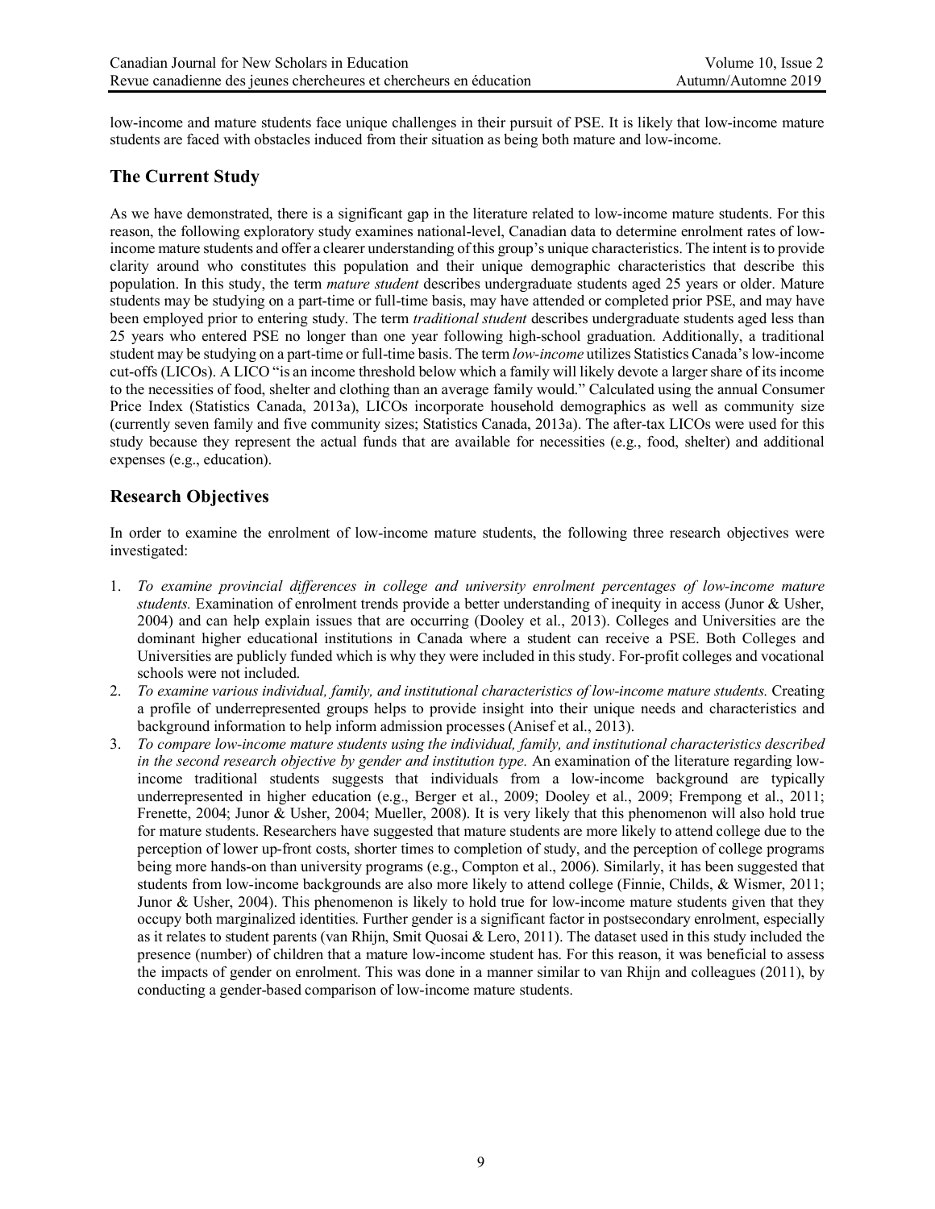low-income and mature students face unique challenges in their pursuit of PSE. It is likely that low-income mature students are faced with obstacles induced from their situation as being both mature and low-income.

## The Current Study

As we have demonstrated, there is a significant gap in the literature related to low-income mature students. For this reason, the following exploratory study examines national-level, Canadian data to determine enrolment rates of low-income mature students and offer a clearer understanding of this group's unique characteristics. The intent is to provide clarity around who constitutes this population and their unique demographic characteristics that describe this population. In this study, the term *mature student* describes undergraduate students aged 25 years or older. Mature students may be studying on a part-time or full-time basis, may have attended or completed prior PSE, and may have been employed prior to entering study. The term *traditional student* describes undergraduate students aged less than 25 years who entered PSE no longer than one year following high-school graduation. Additionally, a traditional student may be studying on a part-time or full-time basis. The term *low-income* utilizes Statistics Canada's low-income cut-offs (LICOs). A LICO "is an income threshold below which a family will likely devote a larger share of its income to the necessities of food, shelter and clothing than an average family would." Calculated using the annual Consumer Price Index (Statistics Canada, 2013a), LICOs incorporate household demographics as well as community size (currently seven family and five community sizes; Statistics Canada, 2013a). The after-tax LICOs were used for this study because they represent the actual funds that are available for necessities (e.g., food, shelter) and additional expenses (e.g., education).

## Research Objectives

In order to examine the enrolment of low-income mature students, the following three research objectives were investigated:

1. *To examine provincial differences in college and university enrolment percentages of low-income mature students.* Examination of enrolment trends provide a better understanding of inequity in access (Junor & Usher, 2004) and can help explain issues that are occurring (Dooley et al., 2013). Colleges and Universities are the dominant higher educational institutions in Canada where a student can receive a PSE. Both Colleges and Universities are publicly funded which is why they were included in this study. For-profit colleges and vocational schools were not included.
2. *To examine various individual, family, and institutional characteristics of low-income mature students.* Creating a profile of underrepresented groups helps to provide insight into their unique needs and characteristics and background information to help inform admission processes (Anisef et al., 2013).
3. *To compare low-income mature students using the individual, family, and institutional characteristics described in the second research objective by gender and institution type.* An examination of the literature regarding low-income traditional students suggests that individuals from a low-income background are typically underrepresented in higher education (e.g., Berger et al., 2009; Dooley et al., 2009; Frempong et al., 2011; Frenette, 2004; Junor & Usher, 2004; Mueller, 2008). It is very likely that this phenomenon will also hold true for mature students. Researchers have suggested that mature students are more likely to attend college due to the perception of lower up-front costs, shorter times to completion of study, and the perception of college programs being more hands-on than university programs (e.g., Compton et al., 2006). Similarly, it has been suggested that students from low-income backgrounds are also more likely to attend college (Finnie, Childs, & Wismer, 2011; Junor & Usher, 2004). This phenomenon is likely to hold true for low-income mature students given that they occupy both marginalized identities. Further gender is a significant factor in postsecondary enrolment, especially as it relates to student parents (van Rhijn, Smit Quosai & Lero, 2011). The dataset used in this study included the presence (number) of children that a mature low-income student has. For this reason, it was beneficial to assess the impacts of gender on enrolment. This was done in a manner similar to van Rhijn and colleagues (2011), by conducting a gender-based comparison of low-income mature students.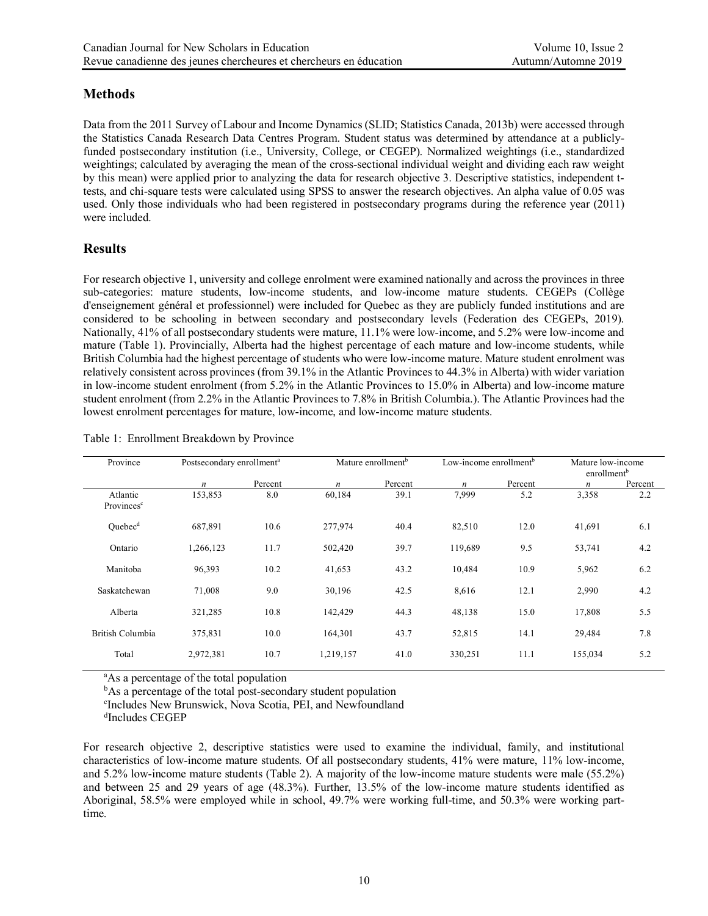## Methods

Data from the 2011 Survey of Labour and Income Dynamics (SLID; Statistics Canada, 2013b) were accessed through the Statistics Canada Research Data Centres Program. Student status was determined by attendance at a publicly-funded postsecondary institution (i.e., University, College, or CEGEP). Normalized weightings (i.e., standardized weightings; calculated by averaging the mean of the cross-sectional individual weight and dividing each raw weight by this mean) were applied prior to analyzing the data for research objective 3. Descriptive statistics, independent t-tests, and chi-square tests were calculated using SPSS to answer the research objectives. An alpha value of 0.05 was used. Only those individuals who had been registered in postsecondary programs during the reference year (2011) were included.

## Results

For research objective 1, university and college enrolment were examined nationally and across the provinces in three sub-categories: mature students, low-income students, and low-income mature students. CEGEPs (Collège d'enseignement général et professionnel) were included for Quebec as they are publicly funded institutions and are considered to be schooling in between secondary and postsecondary levels (Federation des CEGEPs, 2019). Nationally, 41% of all postsecondary students were mature, 11.1% were low-income, and 5.2% were low-income and mature (Table 1). Provincially, Alberta had the highest percentage of each mature and low-income students, while British Columbia had the highest percentage of students who were low-income mature. Mature student enrolment was relatively consistent across provinces (from 39.1% in the Atlantic Provinces to 44.3% in Alberta) with wider variation in low-income student enrolment (from 5.2% in the Atlantic Provinces to 15.0% in Alberta) and low-income mature student enrolment (from 2.2% in the Atlantic Provinces to 7.8% in British Columbia.). The Atlantic Provinces had the lowest enrolment percentages for mature, low-income, and low-income mature students.

Table 1: Enrollment Breakdown by Province

| Province | Postsecondary enrollment[a] | | Mature enrollment[b] | | Low-income enrollment[b] | | Mature low-income enrollment[b] | |
|---|---|---|---|---|---|---|---|---|
| | *n* | Percent | *n* | Percent | *n* | Percent | *n* | Percent |
| Atlantic Provinces[c] | 153,853 | 8.0 | 60,184 | 39.1 | 7,999 | 5.2 | 3,358 | 2.2 |
| Quebec[d] | 687,891 | 10.6 | 277,974 | 40.4 | 82,510 | 12.0 | 41,691 | 6.1 |
| Ontario | 1,266,123 | 11.7 | 502,420 | 39.7 | 119,689 | 9.5 | 53,741 | 4.2 |
| Manitoba | 96,393 | 10.2 | 41,653 | 43.2 | 10,484 | 10.9 | 5,962 | 6.2 |
| Saskatchewan | 71,008 | 9.0 | 30,196 | 42.5 | 8,616 | 12.1 | 2,990 | 4.2 |
| Alberta | 321,285 | 10.8 | 142,429 | 44.3 | 48,138 | 15.0 | 17,808 | 5.5 |
| British Columbia | 375,831 | 10.0 | 164,301 | 43.7 | 52,815 | 14.1 | 29,484 | 7.8 |
| Total | 2,972,381 | 10.7 | 1,219,157 | 41.0 | 330,251 | 11.1 | 155,034 | 5.2 |

[a]As a percentage of the total population
[b]As a percentage of the total post-secondary student population
[c]Includes New Brunswick, Nova Scotia, PEI, and Newfoundland
[d]Includes CEGEP

For research objective 2, descriptive statistics were used to examine the individual, family, and institutional characteristics of low-income mature students. Of all postsecondary students, 41% were mature, 11% low-income, and 5.2% low-income mature students (Table 2). A majority of the low-income mature students were male (55.2%) and between 25 and 29 years of age (48.3%). Further, 13.5% of the low-income mature students identified as Aboriginal, 58.5% were employed while in school, 49.7% were working full-time, and 50.3% were working part-time.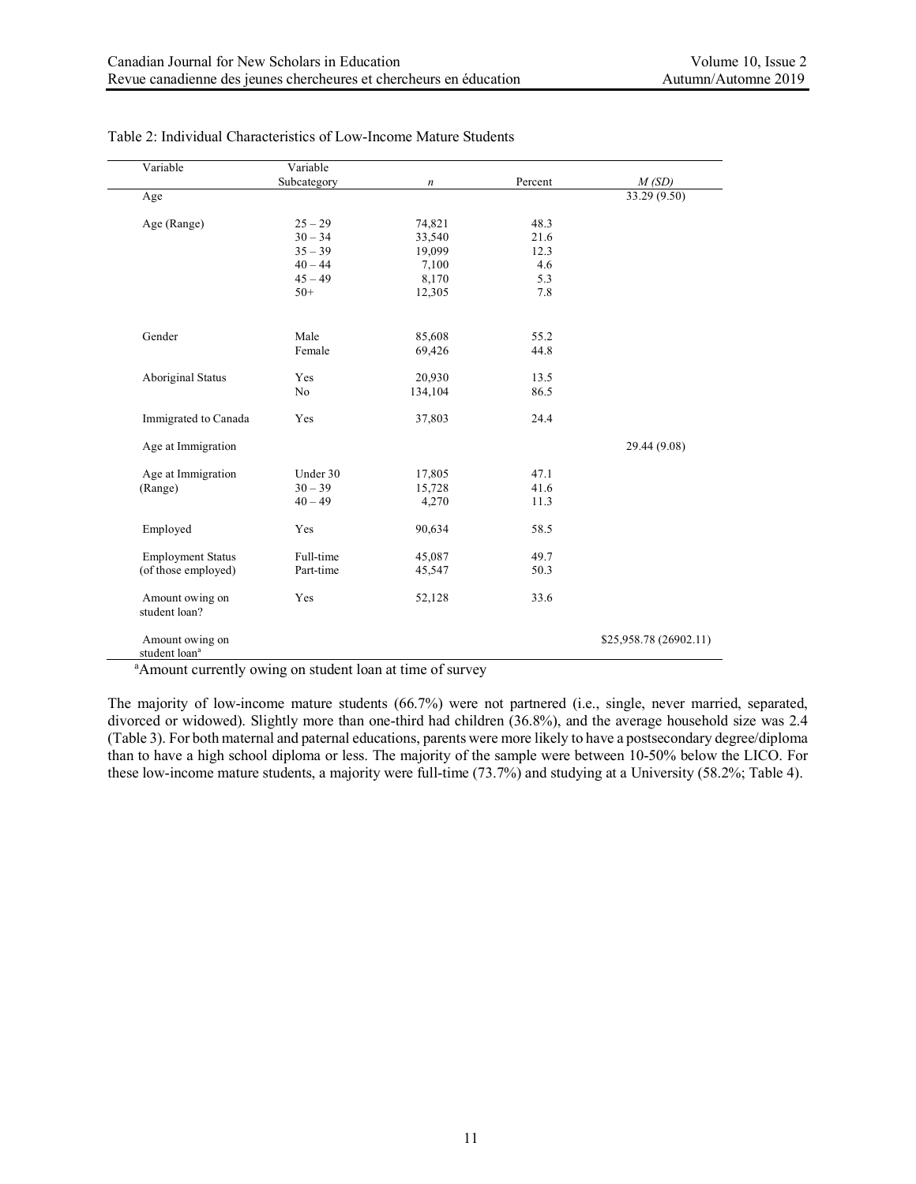Table 2: Individual Characteristics of Low-Income Mature Students

| Variable | Variable Subcategory | *n* | Percent | *M (SD)* |
|---|---|---|---|---|
| Age | | | | 33.29 (9.50) |
| Age (Range) | 25 – 29 | 74,821 | 48.3 | |
| | 30 – 34 | 33,540 | 21.6 | |
| | 35 – 39 | 19,099 | 12.3 | |
| | 40 – 44 | 7,100 | 4.6 | |
| | 45 – 49 | 8,170 | 5.3 | |
| | 50+ | 12,305 | 7.8 | |
| Gender | Male | 85,608 | 55.2 | |
| | Female | 69,426 | 44.8 | |
| Aboriginal Status | Yes | 20,930 | 13.5 | |
| | No | 134,104 | 86.5 | |
| Immigrated to Canada | Yes | 37,803 | 24.4 | |
| Age at Immigration | | | | 29.44 (9.08) |
| Age at Immigration (Range) | Under 30 | 17,805 | 47.1 | |
| | 30 – 39 | 15,728 | 41.6 | |
| | 40 – 49 | 4,270 | 11.3 | |
| Employed | Yes | 90,634 | 58.5 | |
| Employment Status (of those employed) | Full-time | 45,087 | 49.7 | |
| | Part-time | 45,547 | 50.3 | |
| Amount owing on student loan? | Yes | 52,128 | 33.6 | |
| Amount owing on student loan[a] | | | | $25,958.78 (26902.11) |

[a]Amount currently owing on student loan at time of survey

The majority of low-income mature students (66.7%) were not partnered (i.e., single, never married, separated, divorced or widowed). Slightly more than one-third had children (36.8%), and the average household size was 2.4 (Table 3). For both maternal and paternal educations, parents were more likely to have a postsecondary degree/diploma than to have a high school diploma or less. The majority of the sample were between 10-50% below the LICO. For these low-income mature students, a majority were full-time (73.7%) and studying at a University (58.2%; Table 4).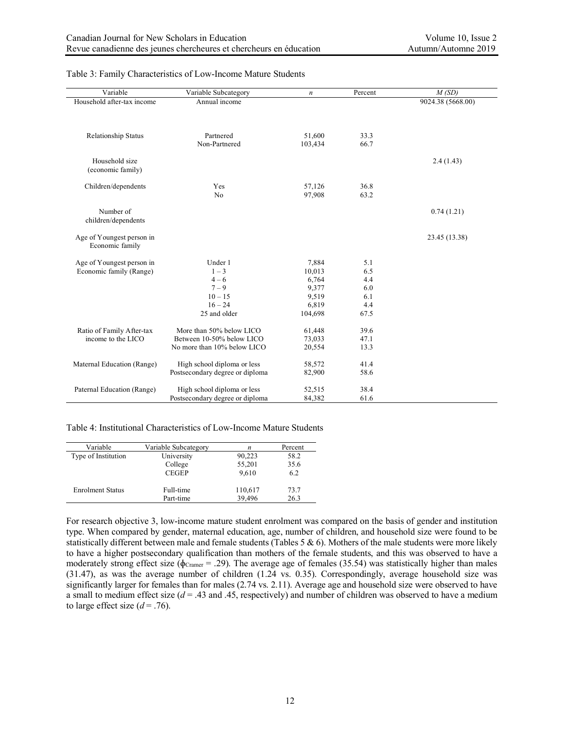Table 3: Family Characteristics of Low-Income Mature Students

| Variable | Variable Subcategory | *n* | Percent | *M (SD)* |
|---|---|---|---|---|
| Household after-tax income | Annual income | | | 9024.38 (5668.00) |
| Relationship Status | Partnered | 51,600 | 33.3 | |
| | Non-Partnered | 103,434 | 66.7 | |
| Household size (economic family) | | | | 2.4 (1.43) |
| Children/dependents | Yes | 57,126 | 36.8 | |
| | No | 97,908 | 63.2 | |
| Number of children/dependents | | | | 0.74 (1.21) |
| Age of Youngest person in Economic family | | | | 23.45 (13.38) |
| Age of Youngest person in Economic family (Range) | Under 1 | 7,884 | 5.1 | |
| | 1 – 3 | 10,013 | 6.5 | |
| | 4 – 6 | 6,764 | 4.4 | |
| | 7 – 9 | 9,377 | 6.0 | |
| | 10 – 15 | 9,519 | 6.1 | |
| | 16 – 24 | 6,819 | 4.4 | |
| | 25 and older | 104,698 | 67.5 | |
| Ratio of Family After-tax income to the LICO | More than 50% below LICO | 61,448 | 39.6 | |
| | Between 10-50% below LICO | 73,033 | 47.1 | |
| | No more than 10% below LICO | 20,554 | 13.3 | |
| Maternal Education (Range) | High school diploma or less | 58,572 | 41.4 | |
| | Postsecondary degree or diploma | 82,900 | 58.6 | |
| Paternal Education (Range) | High school diploma or less | 52,515 | 38.4 | |
| | Postsecondary degree or diploma | 84,382 | 61.6 | |

Table 4: Institutional Characteristics of Low-Income Mature Students

| Variable | Variable Subcategory | *n* | Percent |
|---|---|---|---|
| Type of Institution | University | 90,223 | 58.2 |
| | College | 55,201 | 35.6 |
| | CEGEP | 9,610 | 6.2 |
| Enrolment Status | Full-time | 110,617 | 73.7 |
| | Part-time | 39,496 | 26.3 |

For research objective 3, low-income mature student enrolment was compared on the basis of gender and institution type. When compared by gender, maternal education, age, number of children, and household size were found to be statistically different between male and female students (Tables 5 & 6). Mothers of the male students were more likely to have a higher postsecondary qualification than mothers of the female students, and this was observed to have a moderately strong effect size ($\phi_{Cramer} = .29$). The average age of females (35.54) was statistically higher than males (31.47), as was the average number of children (1.24 vs. 0.35). Correspondingly, average household size was significantly larger for females than for males (2.74 vs. 2.11). Average age and household size were observed to have a small to medium effect size ($d = .43$ and .45, respectively) and number of children was observed to have a medium to large effect size ($d = .76$).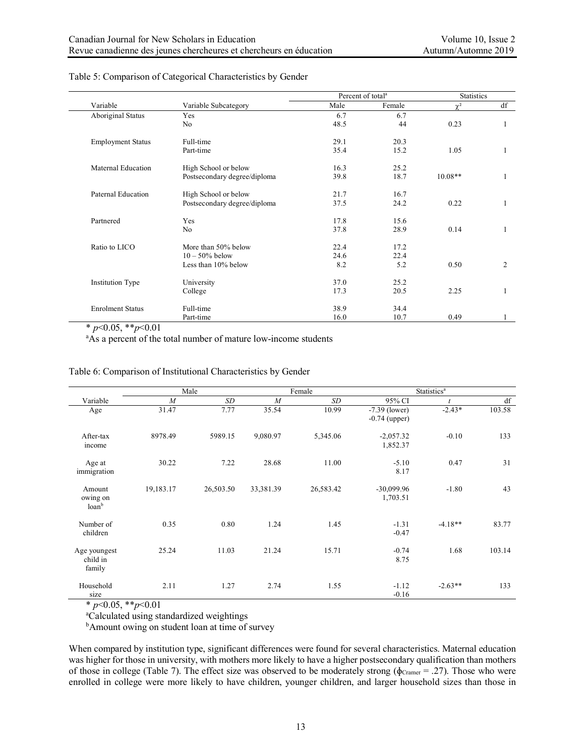Table 5: Comparison of Categorical Characteristics by Gender

| Variable | Variable Subcategory | Percent of total[a] | | Statistics | |
|---|---|---|---|---|---|
| | | Male | Female | $\chi^2$ | df |
| Aboriginal Status | Yes | 6.7 | 6.7 | | |
| | No | 48.5 | 44 | 0.23 | 1 |
| Employment Status | Full-time | 29.1 | 20.3 | | |
| | Part-time | 35.4 | 15.2 | 1.05 | 1 |
| Maternal Education | High School or below | 16.3 | 25.2 | | |
| | Postsecondary degree/diploma | 39.8 | 18.7 | 10.08** | 1 |
| Paternal Education | High School or below | 21.7 | 16.7 | | |
| | Postsecondary degree/diploma | 37.5 | 24.2 | 0.22 | 1 |
| Partnered | Yes | 17.8 | 15.6 | | |
| | No | 37.8 | 28.9 | 0.14 | 1 |
| Ratio to LICO | More than 50% below | 22.4 | 17.2 | | |
| | 10 – 50% below | 24.6 | 22.4 | | |
| | Less than 10% below | 8.2 | 5.2 | 0.50 | 2 |
| Institution Type | University | 37.0 | 25.2 | | |
| | College | 17.3 | 20.5 | 2.25 | 1 |
| Enrolment Status | Full-time | 38.9 | 34.4 | | |
| | Part-time | 16.0 | 10.7 | 0.49 | 1 |

* $p<0.05$, ** $p<0.01$

[a]As a percent of the total number of mature low-income students

Table 6: Comparison of Institutional Characteristics by Gender

| Variable | Male | | Female | | Statistics[a] | | |
|---|---|---|---|---|---|---|---|
| | *M* | *SD* | *M* | *SD* | 95% CI | *t* | df |
| Age | 31.47 | 7.77 | 35.54 | 10.99 | -7.39 (lower) -0.74 (upper) | -2.43* | 103.58 |
| After-tax income | 8978.49 | 5989.15 | 9,080.97 | 5,345.06 | -2,057.32 1,852.37 | -0.10 | 133 |
| Age at immigration | 30.22 | 7.22 | 28.68 | 11.00 | -5.10 8.17 | 0.47 | 31 |
| Amount owing on loan[b] | 19,183.17 | 26,503.50 | 33,381.39 | 26,583.42 | -30,099.96 1,703.51 | -1.80 | 43 |
| Number of children | 0.35 | 0.80 | 1.24 | 1.45 | -1.31 -0.47 | -4.18** | 83.77 |
| Age youngest child in family | 25.24 | 11.03 | 21.24 | 15.71 | -0.74 8.75 | 1.68 | 103.14 |
| Household size | 2.11 | 1.27 | 2.74 | 1.55 | -1.12 -0.16 | -2.63** | 133 |

* $p<0.05$, ** $p<0.01$

[a]Calculated using standardized weightings

[b]Amount owing on student loan at time of survey

When compared by institution type, significant differences were found for several characteristics. Maternal education was higher for those in university, with mothers more likely to have a higher postsecondary qualification than mothers of those in college (Table 7). The effect size was observed to be moderately strong ($\phi_{Cramer} = .27$). Those who were enrolled in college were more likely to have children, younger children, and larger household sizes than those in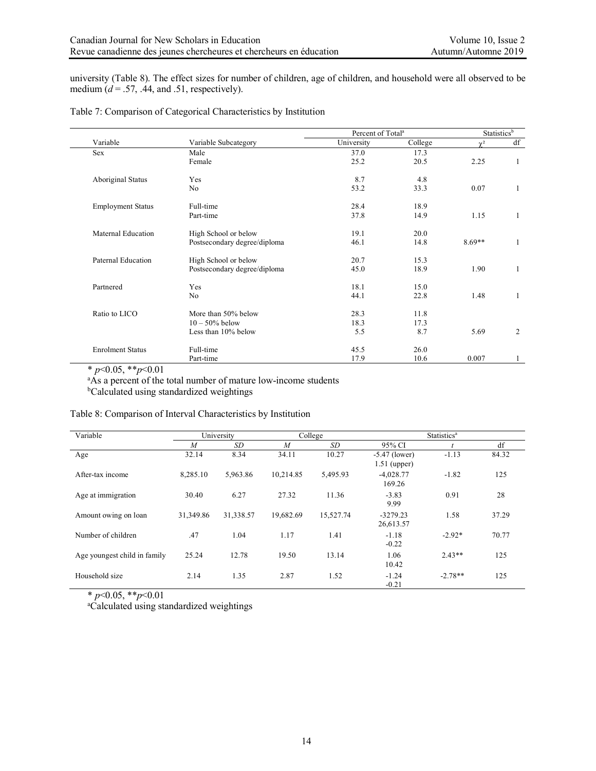university (Table 8). The effect sizes for number of children, age of children, and household were all observed to be medium ($d$ = .57, .44, and .51, respectively).

Table 7: Comparison of Categorical Characteristics by Institution

| | | Percent of Total[a] | | Statistics[b] | |
|---|---|---|---|---|---|
| Variable | Variable Subcategory | University | College | $\chi^2$ | df |
| Sex | Male | 37.0 | 17.3 | | |
| | Female | 25.2 | 20.5 | 2.25 | 1 |
| Aboriginal Status | Yes | 8.7 | 4.8 | | |
| | No | 53.2 | 33.3 | 0.07 | 1 |
| Employment Status | Full-time | 28.4 | 18.9 | | |
| | Part-time | 37.8 | 14.9 | 1.15 | 1 |
| Maternal Education | High School or below | 19.1 | 20.0 | | |
| | Postsecondary degree/diploma | 46.1 | 14.8 | 8.69** | 1 |
| Paternal Education | High School or below | 20.7 | 15.3 | | |
| | Postsecondary degree/diploma | 45.0 | 18.9 | 1.90 | 1 |
| Partnered | Yes | 18.1 | 15.0 | | |
| | No | 44.1 | 22.8 | 1.48 | 1 |
| Ratio to LICO | More than 50% below | 28.3 | 11.8 | | |
| | 10 – 50% below | 18.3 | 17.3 | | |
| | Less than 10% below | 5.5 | 8.7 | 5.69 | 2 |
| Enrolment Status | Full-time | 45.5 | 26.0 | | |
| | Part-time | 17.9 | 10.6 | 0.007 | 1 |

* $p$<0.05, ** $p$<0.01

[a]As a percent of the total number of mature low-income students

[b]Calculated using standardized weightings

Table 8: Comparison of Interval Characteristics by Institution

| Variable | University | | College | | Statistics[a] | | |
|---|---|---|---|---|---|---|---|
| | $M$ | $SD$ | $M$ | $SD$ | 95% CI | $t$ | df |
| Age | 32.14 | 8.34 | 34.11 | 10.27 | -5.47 (lower) 1.51 (upper) | -1.13 | 84.32 |
| After-tax income | 8,285.10 | 5,963.86 | 10,214.85 | 5,495.93 | -4,028.77 169.26 | -1.82 | 125 |
| Age at immigration | 30.40 | 6.27 | 27.32 | 11.36 | -3.83 9.99 | 0.91 | 28 |
| Amount owing on loan | 31,349.86 | 31,338.57 | 19,682.69 | 15,527.74 | -3279.23 26,613.57 | 1.58 | 37.29 |
| Number of children | .47 | 1.04 | 1.17 | 1.41 | -1.18 -0.22 | -2.92* | 70.77 |
| Age youngest child in family | 25.24 | 12.78 | 19.50 | 13.14 | 1.06 10.42 | 2.43** | 125 |
| Household size | 2.14 | 1.35 | 2.87 | 1.52 | -1.24 -0.21 | -2.78** | 125 |

* $p$<0.05, ** $p$<0.01

[a]Calculated using standardized weightings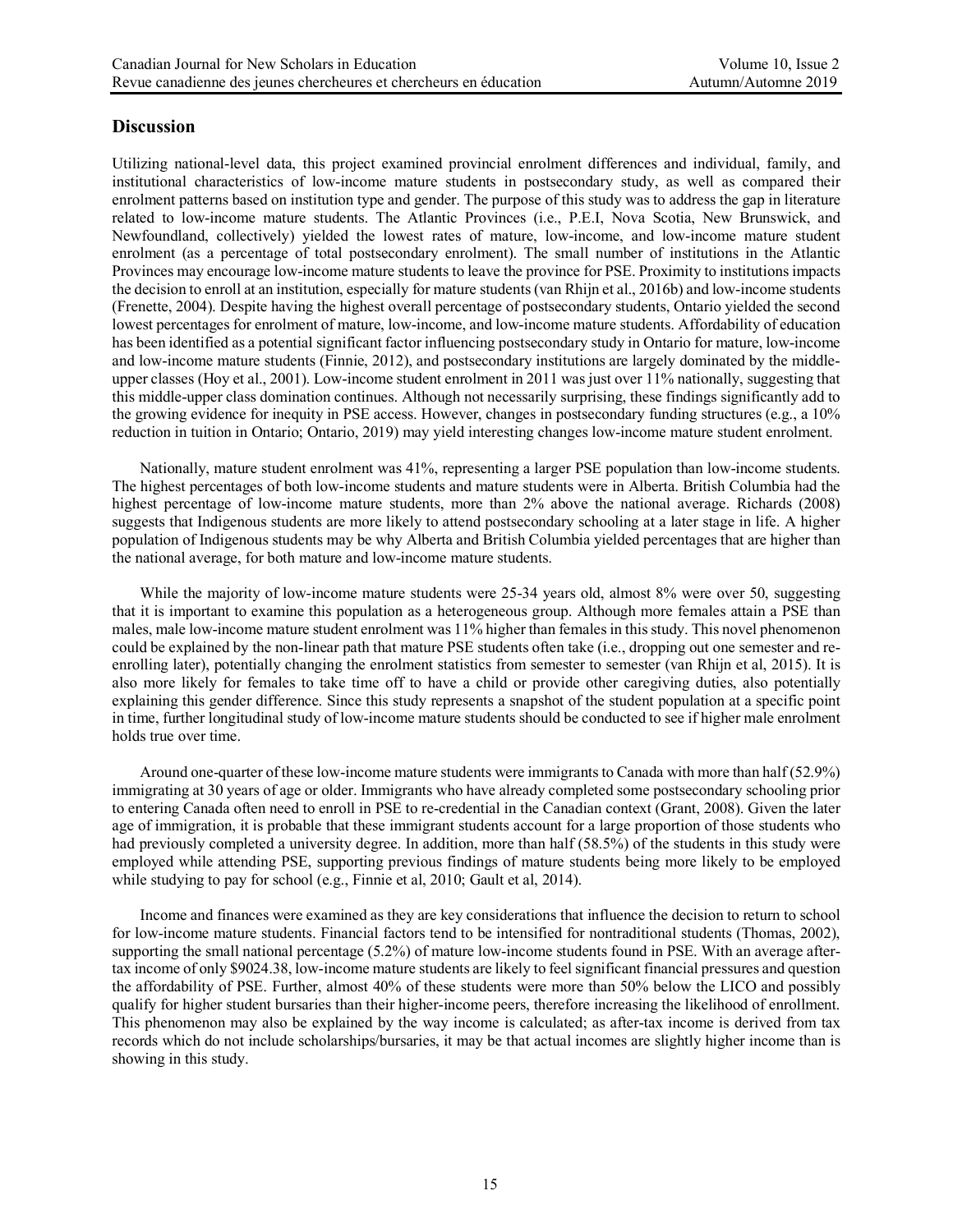## Discussion

Utilizing national-level data, this project examined provincial enrolment differences and individual, family, and institutional characteristics of low-income mature students in postsecondary study, as well as compared their enrolment patterns based on institution type and gender. The purpose of this study was to address the gap in literature related to low-income mature students. The Atlantic Provinces (i.e., P.E.I, Nova Scotia, New Brunswick, and Newfoundland, collectively) yielded the lowest rates of mature, low-income, and low-income mature student enrolment (as a percentage of total postsecondary enrolment). The small number of institutions in the Atlantic Provinces may encourage low-income mature students to leave the province for PSE. Proximity to institutions impacts the decision to enroll at an institution, especially for mature students (van Rhijn et al., 2016b) and low-income students (Frenette, 2004). Despite having the highest overall percentage of postsecondary students, Ontario yielded the second lowest percentages for enrolment of mature, low-income, and low-income mature students. Affordability of education has been identified as a potential significant factor influencing postsecondary study in Ontario for mature, low-income and low-income mature students (Finnie, 2012), and postsecondary institutions are largely dominated by the middle-upper classes (Hoy et al., 2001). Low-income student enrolment in 2011 was just over 11% nationally, suggesting that this middle-upper class domination continues. Although not necessarily surprising, these findings significantly add to the growing evidence for inequity in PSE access. However, changes in postsecondary funding structures (e.g., a 10% reduction in tuition in Ontario; Ontario, 2019) may yield interesting changes low-income mature student enrolment.

Nationally, mature student enrolment was 41%, representing a larger PSE population than low-income students. The highest percentages of both low-income students and mature students were in Alberta. British Columbia had the highest percentage of low-income mature students, more than 2% above the national average. Richards (2008) suggests that Indigenous students are more likely to attend postsecondary schooling at a later stage in life. A higher population of Indigenous students may be why Alberta and British Columbia yielded percentages that are higher than the national average, for both mature and low-income mature students.

While the majority of low-income mature students were 25-34 years old, almost 8% were over 50, suggesting that it is important to examine this population as a heterogeneous group. Although more females attain a PSE than males, male low-income mature student enrolment was 11% higher than females in this study. This novel phenomenon could be explained by the non-linear path that mature PSE students often take (i.e., dropping out one semester and re-enrolling later), potentially changing the enrolment statistics from semester to semester (van Rhijn et al, 2015). It is also more likely for females to take time off to have a child or provide other caregiving duties, also potentially explaining this gender difference. Since this study represents a snapshot of the student population at a specific point in time, further longitudinal study of low-income mature students should be conducted to see if higher male enrolment holds true over time.

Around one-quarter of these low-income mature students were immigrants to Canada with more than half (52.9%) immigrating at 30 years of age or older. Immigrants who have already completed some postsecondary schooling prior to entering Canada often need to enroll in PSE to re-credential in the Canadian context (Grant, 2008). Given the later age of immigration, it is probable that these immigrant students account for a large proportion of those students who had previously completed a university degree. In addition, more than half (58.5%) of the students in this study were employed while attending PSE, supporting previous findings of mature students being more likely to be employed while studying to pay for school (e.g., Finnie et al, 2010; Gault et al, 2014).

Income and finances were examined as they are key considerations that influence the decision to return to school for low-income mature students. Financial factors tend to be intensified for nontraditional students (Thomas, 2002), supporting the small national percentage (5.2%) of mature low-income students found in PSE. With an average after-tax income of only $9024.38, low-income mature students are likely to feel significant financial pressures and question the affordability of PSE. Further, almost 40% of these students were more than 50% below the LICO and possibly qualify for higher student bursaries than their higher-income peers, therefore increasing the likelihood of enrollment. This phenomenon may also be explained by the way income is calculated; as after-tax income is derived from tax records which do not include scholarships/bursaries, it may be that actual incomes are slightly higher income than is showing in this study.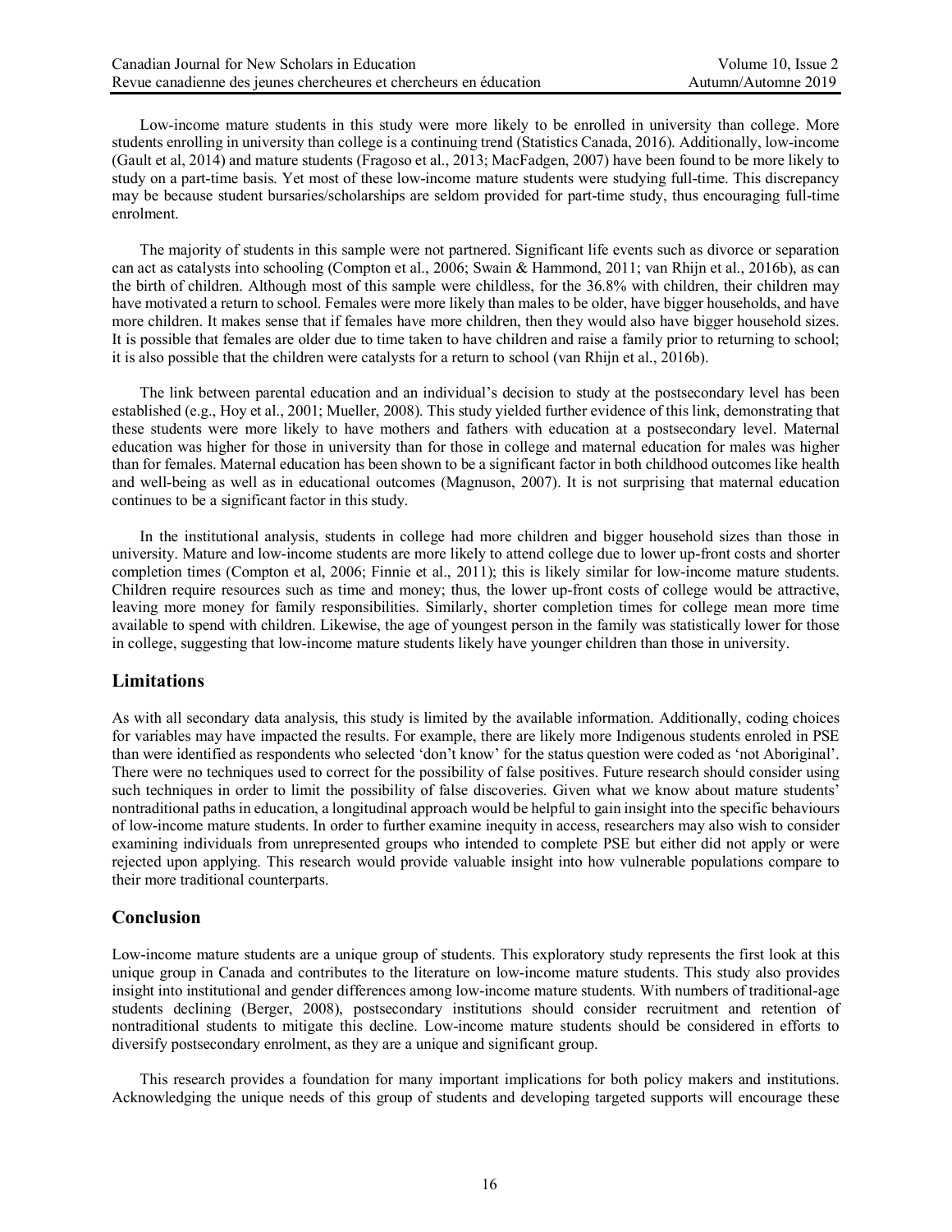Low-income mature students in this study were more likely to be enrolled in university than college. More students enrolling in university than college is a continuing trend (Statistics Canada, 2016). Additionally, low-income (Gault et al, 2014) and mature students (Fragoso et al., 2013; MacFadgen, 2007) have been found to be more likely to study on a part-time basis. Yet most of these low-income mature students were studying full-time. This discrepancy may be because student bursaries/scholarships are seldom provided for part-time study, thus encouraging full-time enrolment.

The majority of students in this sample were not partnered. Significant life events such as divorce or separation can act as catalysts into schooling (Compton et al., 2006; Swain & Hammond, 2011; van Rhijn et al., 2016b), as can the birth of children. Although most of this sample were childless, for the 36.8% with children, their children may have motivated a return to school. Females were more likely than males to be older, have bigger households, and have more children. It makes sense that if females have more children, then they would also have bigger household sizes. It is possible that females are older due to time taken to have children and raise a family prior to returning to school; it is also possible that the children were catalysts for a return to school (van Rhijn et al., 2016b).

The link between parental education and an individual's decision to study at the postsecondary level has been established (e.g., Hoy et al., 2001; Mueller, 2008). This study yielded further evidence of this link, demonstrating that these students were more likely to have mothers and fathers with education at a postsecondary level. Maternal education was higher for those in university than for those in college and maternal education for males was higher than for females. Maternal education has been shown to be a significant factor in both childhood outcomes like health and well-being as well as in educational outcomes (Magnuson, 2007). It is not surprising that maternal education continues to be a significant factor in this study.

In the institutional analysis, students in college had more children and bigger household sizes than those in university. Mature and low-income students are more likely to attend college due to lower up-front costs and shorter completion times (Compton et al, 2006; Finnie et al., 2011); this is likely similar for low-income mature students. Children require resources such as time and money; thus, the lower up-front costs of college would be attractive, leaving more money for family responsibilities. Similarly, shorter completion times for college mean more time available to spend with children. Likewise, the age of youngest person in the family was statistically lower for those in college, suggesting that low-income mature students likely have younger children than those in university.

## Limitations

As with all secondary data analysis, this study is limited by the available information. Additionally, coding choices for variables may have impacted the results. For example, there are likely more Indigenous students enroled in PSE than were identified as respondents who selected 'don't know' for the status question were coded as 'not Aboriginal'. There were no techniques used to correct for the possibility of false positives. Future research should consider using such techniques in order to limit the possibility of false discoveries. Given what we know about mature students' nontraditional paths in education, a longitudinal approach would be helpful to gain insight into the specific behaviours of low-income mature students. In order to further examine inequity in access, researchers may also wish to consider examining individuals from unrepresented groups who intended to complete PSE but either did not apply or were rejected upon applying. This research would provide valuable insight into how vulnerable populations compare to their more traditional counterparts.

## Conclusion

Low-income mature students are a unique group of students. This exploratory study represents the first look at this unique group in Canada and contributes to the literature on low-income mature students. This study also provides insight into institutional and gender differences among low-income mature students. With numbers of traditional-age students declining (Berger, 2008), postsecondary institutions should consider recruitment and retention of nontraditional students to mitigate this decline. Low-income mature students should be considered in efforts to diversify postsecondary enrolment, as they are a unique and significant group.

This research provides a foundation for many important implications for both policy makers and institutions. Acknowledging the unique needs of this group of students and developing targeted supports will encourage these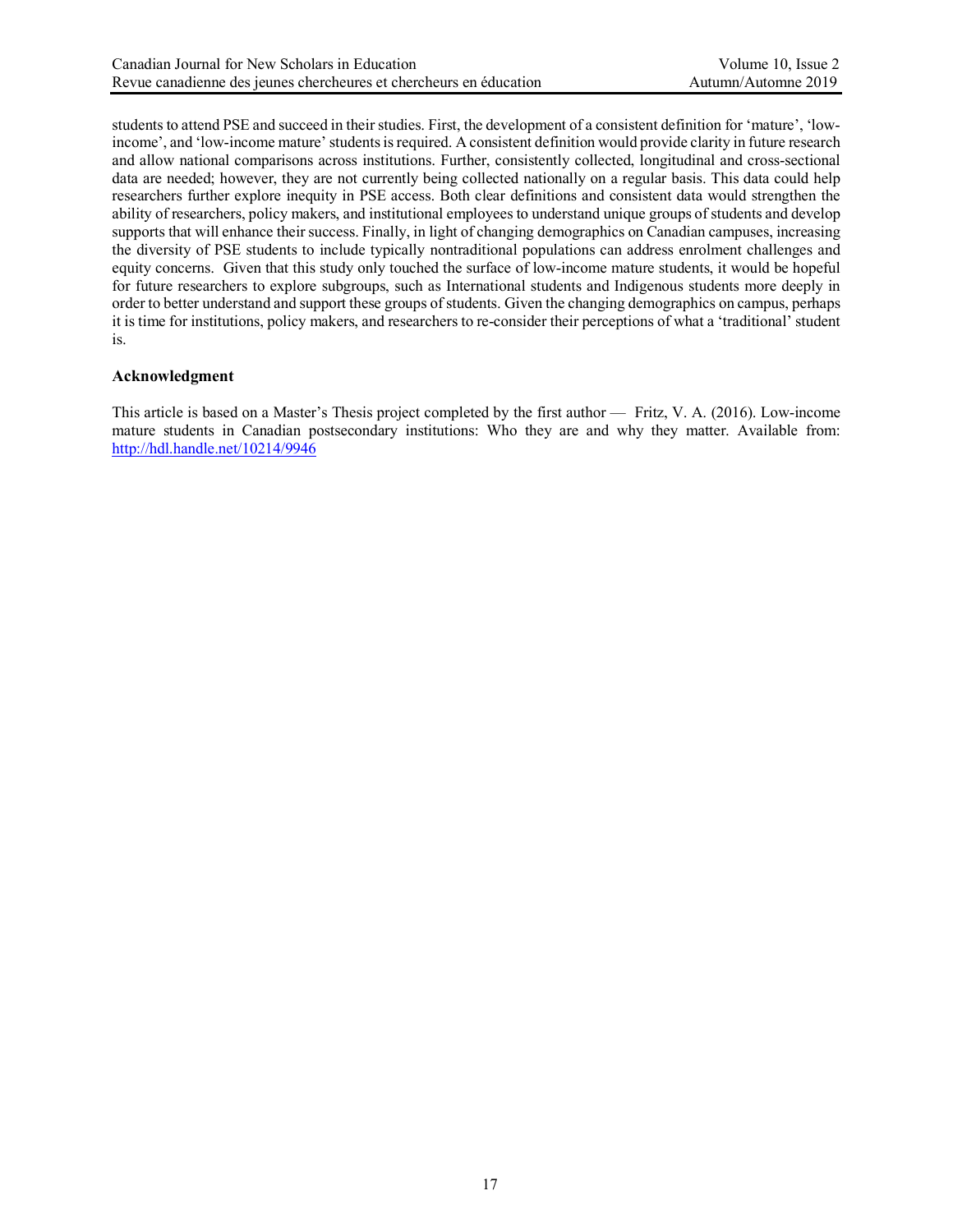students to attend PSE and succeed in their studies. First, the development of a consistent definition for 'mature', 'low-income', and 'low-income mature' students is required. A consistent definition would provide clarity in future research and allow national comparisons across institutions. Further, consistently collected, longitudinal and cross-sectional data are needed; however, they are not currently being collected nationally on a regular basis. This data could help researchers further explore inequity in PSE access. Both clear definitions and consistent data would strengthen the ability of researchers, policy makers, and institutional employees to understand unique groups of students and develop supports that will enhance their success. Finally, in light of changing demographics on Canadian campuses, increasing the diversity of PSE students to include typically nontraditional populations can address enrolment challenges and equity concerns. Given that this study only touched the surface of low-income mature students, it would be hopeful for future researchers to explore subgroups, such as International students and Indigenous students more deeply in order to better understand and support these groups of students. Given the changing demographics on campus, perhaps it is time for institutions, policy makers, and researchers to re-consider their perceptions of what a 'traditional' student is.

### Acknowledgment

This article is based on a Master's Thesis project completed by the first author — Fritz, V. A. (2016). Low-income mature students in Canadian postsecondary institutions: Who they are and why they matter. Available from: http://hdl.handle.net/10214/9946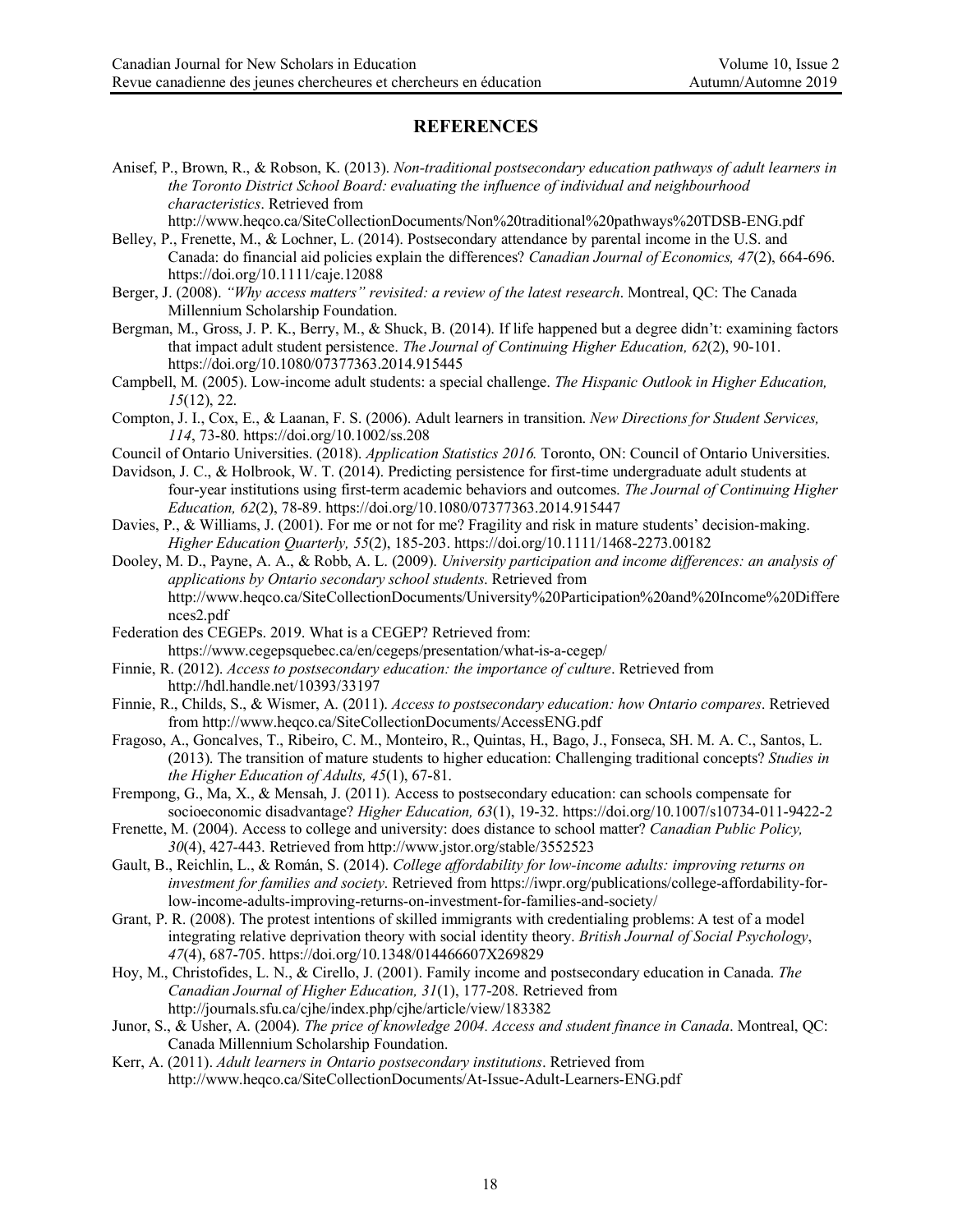## REFERENCES

Anisef, P., Brown, R., & Robson, K. (2013). *Non-traditional postsecondary education pathways of adult learners in the Toronto District School Board: evaluating the influence of individual and neighbourhood characteristics*. Retrieved from http://www.heqco.ca/SiteCollectionDocuments/Non%20traditional%20pathways%20TDSB-ENG.pdf

Belley, P., Frenette, M., & Lochner, L. (2014). Postsecondary attendance by parental income in the U.S. and Canada: do financial aid policies explain the differences? *Canadian Journal of Economics, 47*(2), 664-696. https://doi.org/10.1111/caje.12088

Berger, J. (2008). *"Why access matters" revisited: a review of the latest research*. Montreal, QC: The Canada Millennium Scholarship Foundation.

Bergman, M., Gross, J. P. K., Berry, M., & Shuck, B. (2014). If life happened but a degree didn't: examining factors that impact adult student persistence. *The Journal of Continuing Higher Education, 62*(2), 90-101. https://doi.org/10.1080/07377363.2014.915445

Campbell, M. (2005). Low-income adult students: a special challenge. *The Hispanic Outlook in Higher Education, 15*(12), 22.

Compton, J. I., Cox, E., & Laanan, F. S. (2006). Adult learners in transition. *New Directions for Student Services, 114*, 73-80. https://doi.org/10.1002/ss.208

Council of Ontario Universities. (2018). *Application Statistics 2016.* Toronto, ON: Council of Ontario Universities.

Davidson, J. C., & Holbrook, W. T. (2014). Predicting persistence for first-time undergraduate adult students at four-year institutions using first-term academic behaviors and outcomes. *The Journal of Continuing Higher Education, 62*(2), 78-89. https://doi.org/10.1080/07377363.2014.915447

Davies, P., & Williams, J. (2001). For me or not for me? Fragility and risk in mature students' decision-making. *Higher Education Quarterly, 55*(2), 185-203. https://doi.org/10.1111/1468-2273.00182

Dooley, M. D., Payne, A. A., & Robb, A. L. (2009). *University participation and income differences: an analysis of applications by Ontario secondary school students*. Retrieved from http://www.heqco.ca/SiteCollectionDocuments/University%20Participation%20and%20Income%20Differences2.pdf

Federation des CEGEPs. 2019. What is a CEGEP? Retrieved from: https://www.cegepsquebec.ca/en/cegeps/presentation/what-is-a-cegep/

Finnie, R. (2012). *Access to postsecondary education: the importance of culture*. Retrieved from http://hdl.handle.net/10393/33197

Finnie, R., Childs, S., & Wismer, A. (2011). *Access to postsecondary education: how Ontario compares*. Retrieved from http://www.heqco.ca/SiteCollectionDocuments/AccessENG.pdf

Fragoso, A., Goncalves, T., Ribeiro, C. M., Monteiro, R., Quintas, H., Bago, J., Fonseca, SH. M. A. C., Santos, L. (2013). The transition of mature students to higher education: Challenging traditional concepts? *Studies in the Higher Education of Adults, 45*(1), 67-81.

Frempong, G., Ma, X., & Mensah, J. (2011). Access to postsecondary education: can schools compensate for socioeconomic disadvantage? *Higher Education, 63*(1), 19-32. https://doi.org/10.1007/s10734-011-9422-2

Frenette, M. (2004). Access to college and university: does distance to school matter? *Canadian Public Policy, 30*(4), 427-443. Retrieved from http://www.jstor.org/stable/3552523

Gault, B., Reichlin, L., & Román, S. (2014). *College affordability for low-income adults: improving returns on investment for families and society*. Retrieved from https://iwpr.org/publications/college-affordability-for-low-income-adults-improving-returns-on-investment-for-families-and-society/

Grant, P. R. (2008). The protest intentions of skilled immigrants with credentialing problems: A test of a model integrating relative deprivation theory with social identity theory. *British Journal of Social Psychology*, *47*(4), 687-705. https://doi.org/10.1348/014466607X269829

Hoy, M., Christofides, L. N., & Cirello, J. (2001). Family income and postsecondary education in Canada. *The Canadian Journal of Higher Education, 31*(1), 177-208. Retrieved from http://journals.sfu.ca/cjhe/index.php/cjhe/article/view/183382

Junor, S., & Usher, A. (2004). *The price of knowledge 2004. Access and student finance in Canada*. Montreal, QC: Canada Millennium Scholarship Foundation.

Kerr, A. (2011). *Adult learners in Ontario postsecondary institutions*. Retrieved from http://www.heqco.ca/SiteCollectionDocuments/At-Issue-Adult-Learners-ENG.pdf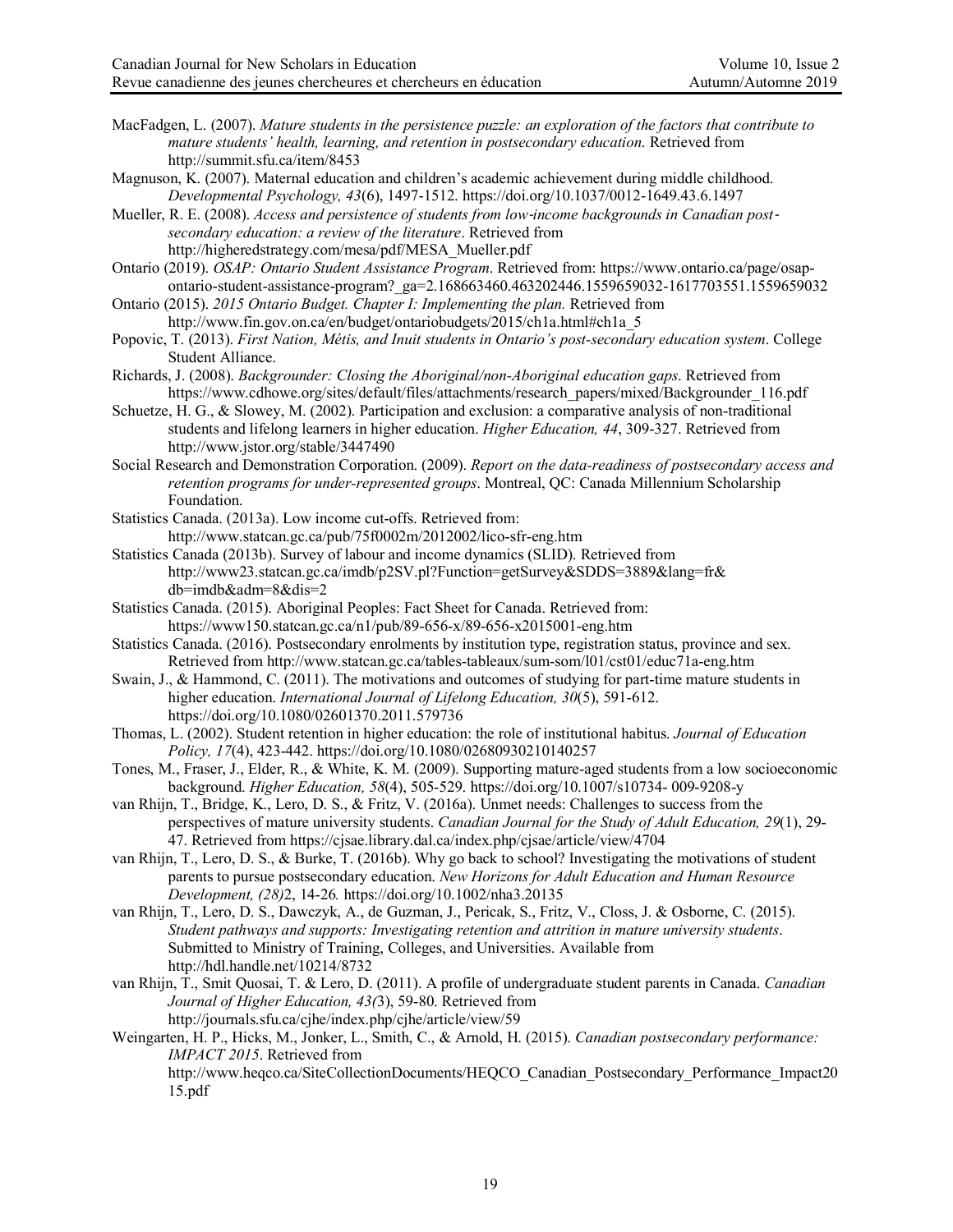MacFadgen, L. (2007). *Mature students in the persistence puzzle: an exploration of the factors that contribute to mature students' health, learning, and retention in postsecondary education*. Retrieved from http://summit.sfu.ca/item/8453

Magnuson, K. (2007). Maternal education and children's academic achievement during middle childhood. *Developmental Psychology, 43*(6), 1497-1512. https://doi.org/10.1037/0012-1649.43.6.1497

Mueller, R. E. (2008). *Access and persistence of students from low-income backgrounds in Canadian post-secondary education: a review of the literature*. Retrieved from http://higheredstrategy.com/mesa/pdf/MESA_Mueller.pdf

Ontario (2019). *OSAP: Ontario Student Assistance Program*. Retrieved from: https://www.ontario.ca/page/osap-ontario-student-assistance-program?_ga=2.168663460.463202446.1559659032-1617703551.1559659032

Ontario (2015). *2015 Ontario Budget. Chapter I: Implementing the plan.* Retrieved from http://www.fin.gov.on.ca/en/budget/ontariobudgets/2015/ch1a.html#ch1a_5

Popovic, T. (2013). *First Nation, Métis, and Inuit students in Ontario's post-secondary education system*. College Student Alliance.

Richards, J. (2008). *Backgrounder: Closing the Aboriginal/non-Aboriginal education gaps*. Retrieved from https://www.cdhowe.org/sites/default/files/attachments/research_papers/mixed/Backgrounder_116.pdf

Schuetze, H. G., & Slowey, M. (2002). Participation and exclusion: a comparative analysis of non-traditional students and lifelong learners in higher education. *Higher Education, 44*, 309-327. Retrieved from http://www.jstor.org/stable/3447490

Social Research and Demonstration Corporation. (2009). *Report on the data-readiness of postsecondary access and retention programs for under-represented groups*. Montreal, QC: Canada Millennium Scholarship Foundation.

Statistics Canada. (2013a). Low income cut-offs. Retrieved from: http://www.statcan.gc.ca/pub/75f0002m/2012002/lico-sfr-eng.htm

Statistics Canada (2013b). Survey of labour and income dynamics (SLID). Retrieved from http://www23.statcan.gc.ca/imdb/p2SV.pl?Function=getSurvey&SDDS=3889&lang=fr&db=imdb&adm=8&dis=2

Statistics Canada. (2015). Aboriginal Peoples: Fact Sheet for Canada. Retrieved from: https://www150.statcan.gc.ca/n1/pub/89-656-x/89-656-x2015001-eng.htm

Statistics Canada. (2016). Postsecondary enrolments by institution type, registration status, province and sex. Retrieved from http://www.statcan.gc.ca/tables-tableaux/sum-som/l01/cst01/educ71a-eng.htm

Swain, J., & Hammond, C. (2011). The motivations and outcomes of studying for part-time mature students in higher education. *International Journal of Lifelong Education, 30*(5), 591-612. https://doi.org/10.1080/02601370.2011.579736

Thomas, L. (2002). Student retention in higher education: the role of institutional habitus. *Journal of Education Policy, 17*(4), 423-442. https://doi.org/10.1080/02680930210140257

Tones, M., Fraser, J., Elder, R., & White, K. M. (2009). Supporting mature-aged students from a low socioeconomic background. *Higher Education, 58*(4), 505-529. https://doi.org/10.1007/s10734- 009-9208-y

van Rhijn, T., Bridge, K., Lero, D. S., & Fritz, V. (2016a). Unmet needs: Challenges to success from the perspectives of mature university students. *Canadian Journal for the Study of Adult Education, 29*(1), 29-47. Retrieved from https://cjsae.library.dal.ca/index.php/cjsae/article/view/4704

van Rhijn, T., Lero, D. S., & Burke, T. (2016b). Why go back to school? Investigating the motivations of student parents to pursue postsecondary education. *New Horizons for Adult Education and Human Resource Development, (28)*2, 14-26. https://doi.org/10.1002/nha3.20135

van Rhijn, T., Lero, D. S., Dawczyk, A., de Guzman, J., Pericak, S., Fritz, V., Closs, J. & Osborne, C. (2015). *Student pathways and supports: Investigating retention and attrition in mature university students*. Submitted to Ministry of Training, Colleges, and Universities. Available from http://hdl.handle.net/10214/8732

van Rhijn, T., Smit Quosai, T. & Lero, D. (2011). A profile of undergraduate student parents in Canada. *Canadian Journal of Higher Education, 43(*3), 59-80. Retrieved from http://journals.sfu.ca/cjhe/index.php/cjhe/article/view/59

Weingarten, H. P., Hicks, M., Jonker, L., Smith, C., & Arnold, H. (2015). *Canadian postsecondary performance: IMPACT 2015*. Retrieved from http://www.heqco.ca/SiteCollectionDocuments/HEQCO_Canadian_Postsecondary_Performance_Impact2015.pdf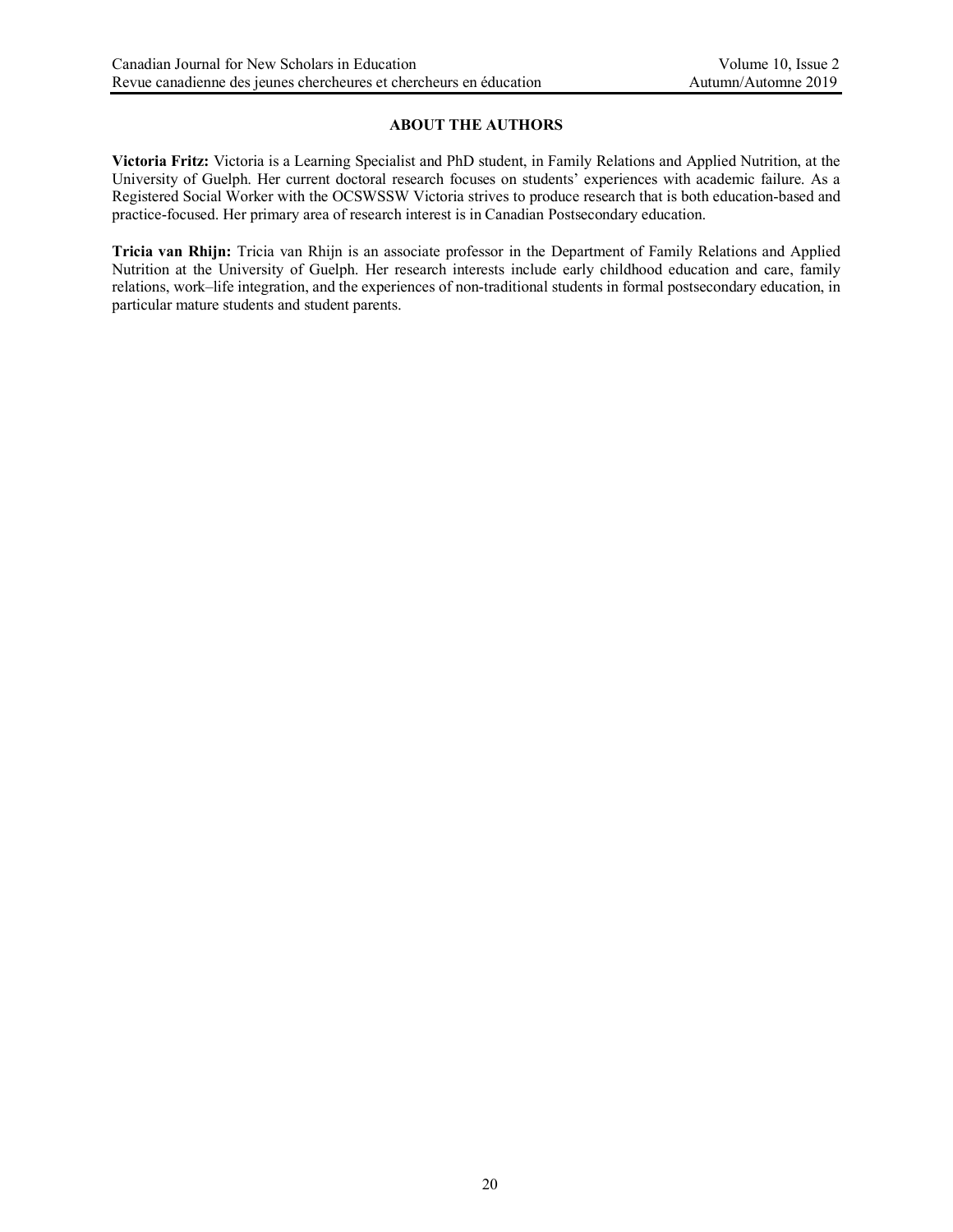## ABOUT THE AUTHORS

**Victoria Fritz:** Victoria is a Learning Specialist and PhD student, in Family Relations and Applied Nutrition, at the University of Guelph. Her current doctoral research focuses on students' experiences with academic failure. As a Registered Social Worker with the OCSWSSW Victoria strives to produce research that is both education-based and practice-focused. Her primary area of research interest is in Canadian Postsecondary education.

**Tricia van Rhijn:** Tricia van Rhijn is an associate professor in the Department of Family Relations and Applied Nutrition at the University of Guelph. Her research interests include early childhood education and care, family relations, work–life integration, and the experiences of non-traditional students in formal postsecondary education, in particular mature students and student parents.